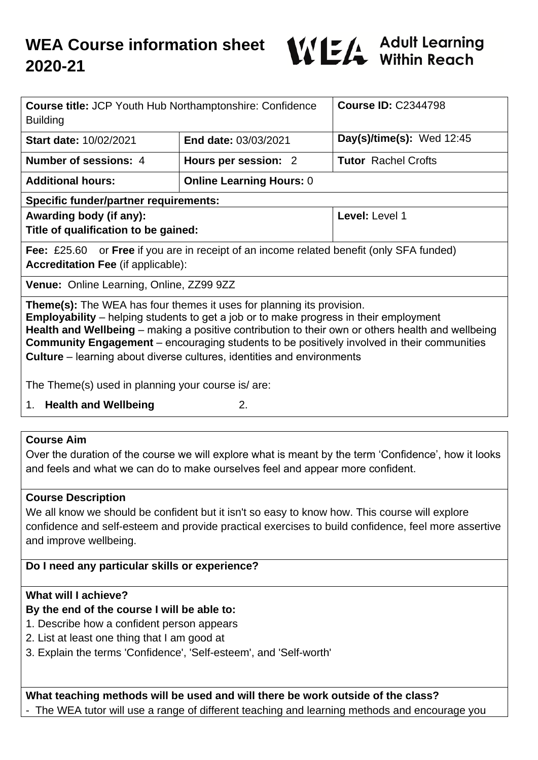# WEA Course information sheet 2020-21

WEA Adult Learning Within Reach

| **Course title:** JCP Youth Hub Northamptonshire: Confidence Building | | **Course ID:** C2344798 |
|---|---|---|
| **Start date:** 10/02/2021 | **End date:** 03/03/2021 | **Day(s)/time(s):** Wed 12:45 |
| **Number of sessions:** 4 | **Hours per session:** 2 | **Tutor** Rachel Crofts |
| **Additional hours:** | **Online Learning Hours:** 0 | |
| **Specific funder/partner requirements:** | | |
| **Awarding body (if any):** **Title of qualification to be gained:** | | **Level:** Level 1 |
| **Fee:** £25.60 or **Free** if you are in receipt of an income related benefit (only SFA funded) **Accreditation Fee** (if applicable): | | |
| **Venue:** Online Learning, Online, ZZ99 9ZZ | | |

**Theme(s):** The WEA has four themes it uses for planning its provision.
**Employability** – helping students to get a job or to make progress in their employment
**Health and Wellbeing** – making a positive contribution to their own or others health and wellbeing
**Community Engagement** – encouraging students to be positively involved in their communities
**Culture** – learning about diverse cultures, identities and environments

The Theme(s) used in planning your course is/ are:

1. **Health and Wellbeing**
2.

## Course Aim

Over the duration of the course we will explore what is meant by the term 'Confidence', how it looks and feels and what we can do to make ourselves feel and appear more confident.

## Course Description

We all know we should be confident but it isn't so easy to know how. This course will explore confidence and self-esteem and provide practical exercises to build confidence, feel more assertive and improve wellbeing.

## Do I need any particular skills or experience?

## What will I achieve?

**By the end of the course I will be able to:**

1. Describe how a confident person appears
2. List at least one thing that I am good at
3. Explain the terms 'Confidence', 'Self-esteem', and 'Self-worth'

## What teaching methods will be used and will there be work outside of the class?

- The WEA tutor will use a range of different teaching and learning methods and encourage you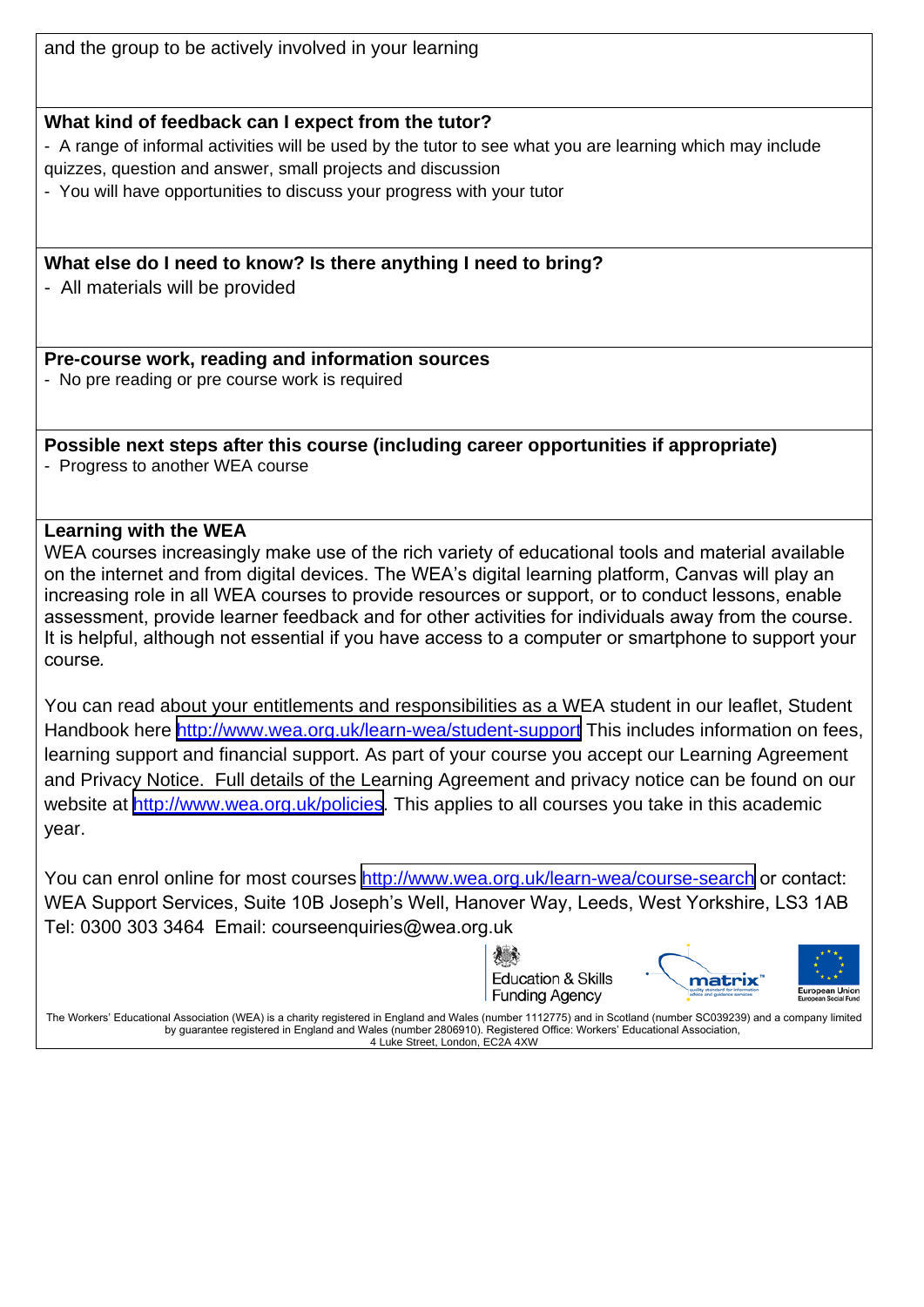and the group to be actively involved in your learning

**What kind of feedback can I expect from the tutor?**

- A range of informal activities will be used by the tutor to see what you are learning which may include quizzes, question and answer, small projects and discussion
- You will have opportunities to discuss your progress with your tutor

**What else do I need to know? Is there anything I need to bring?**

- All materials will be provided

**Pre-course work, reading and information sources**

- No pre reading or pre course work is required

**Possible next steps after this course (including career opportunities if appropriate)**

- Progress to another WEA course

**Learning with the WEA**

WEA courses increasingly make use of the rich variety of educational tools and material available on the internet and from digital devices. The WEA's digital learning platform, Canvas will play an increasing role in all WEA courses to provide resources or support, or to conduct lessons, enable assessment, provide learner feedback and for other activities for individuals away from the course. It is helpful, although not essential if you have access to a computer or smartphone to support your course.

You can read about your entitlements and responsibilities as a WEA student in our leaflet, Student Handbook here http://www.wea.org.uk/learn-wea/student-support This includes information on fees, learning support and financial support. As part of your course you accept our Learning Agreement and Privacy Notice. Full details of the Learning Agreement and privacy notice can be found on our website at http://www.wea.org.uk/policies. This applies to all courses you take in this academic year.

You can enrol online for most courses http://www.wea.org.uk/learn-wea/course-search or contact: WEA Support Services, Suite 10B Joseph's Well, Hanover Way, Leeds, West Yorkshire, LS3 1AB
Tel: 0300 303 3464 Email: courseenquiries@wea.org.uk

Education & Skills Funding Agency

matrix

European Union European Social Fund

The Workers' Educational Association (WEA) is a charity registered in England and Wales (number 1112775) and in Scotland (number SC039239) and a company limited by guarantee registered in England and Wales (number 2806910). Registered Office: Workers' Educational Association, 4 Luke Street, London, EC2A 4XW